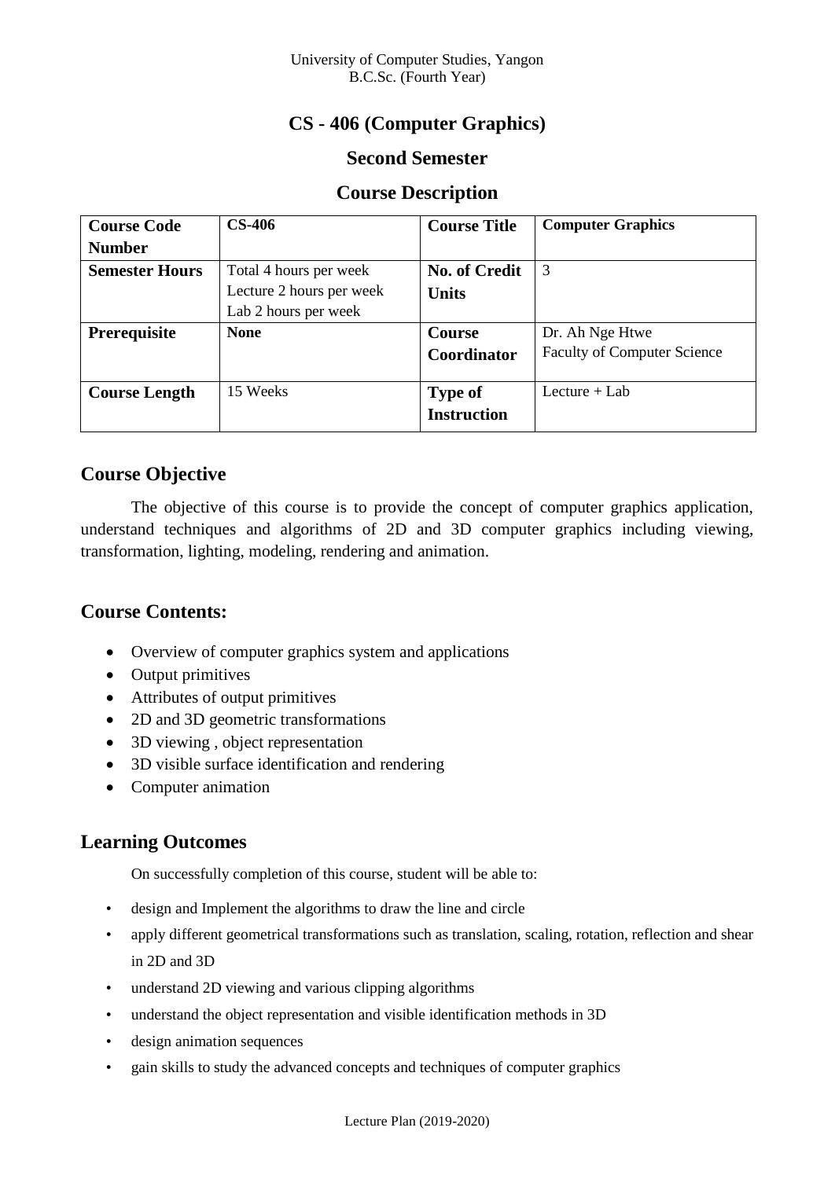University of Computer Studies, Yangon
B.C.Sc. (Fourth Year)

# CS - 406 (Computer Graphics)

## Second Semester

## Course Description

| **Course Code Number** | **CS-406** | **Course Title** | **Computer Graphics** |
|---|---|---|---|
| **Semester Hours** | Total 4 hours per week<br>Lecture 2 hours per week<br>Lab 2 hours per week | **No. of Credit Units** | 3 |
| **Prerequisite** | **None** | **Course Coordinator** | Dr. Ah Nge Htwe<br>Faculty of Computer Science |
| **Course Length** | 15 Weeks | **Type of Instruction** | Lecture + Lab |

## Course Objective

The objective of this course is to provide the concept of computer graphics application, understand techniques and algorithms of 2D and 3D computer graphics including viewing, transformation, lighting, modeling, rendering and animation.

## Course Contents:

- Overview of computer graphics system and applications
- Output primitives
- Attributes of output primitives
- 2D and 3D geometric transformations
- 3D viewing , object representation
- 3D visible surface identification and rendering
- Computer animation

## Learning Outcomes

On successfully completion of this course, student will be able to:

- design and Implement the algorithms to draw the line and circle
- apply different geometrical transformations such as translation, scaling, rotation, reflection and shear in 2D and 3D
- understand 2D viewing and various clipping algorithms
- understand the object representation and visible identification methods in 3D
- design animation sequences
- gain skills to study the advanced concepts and techniques of computer graphics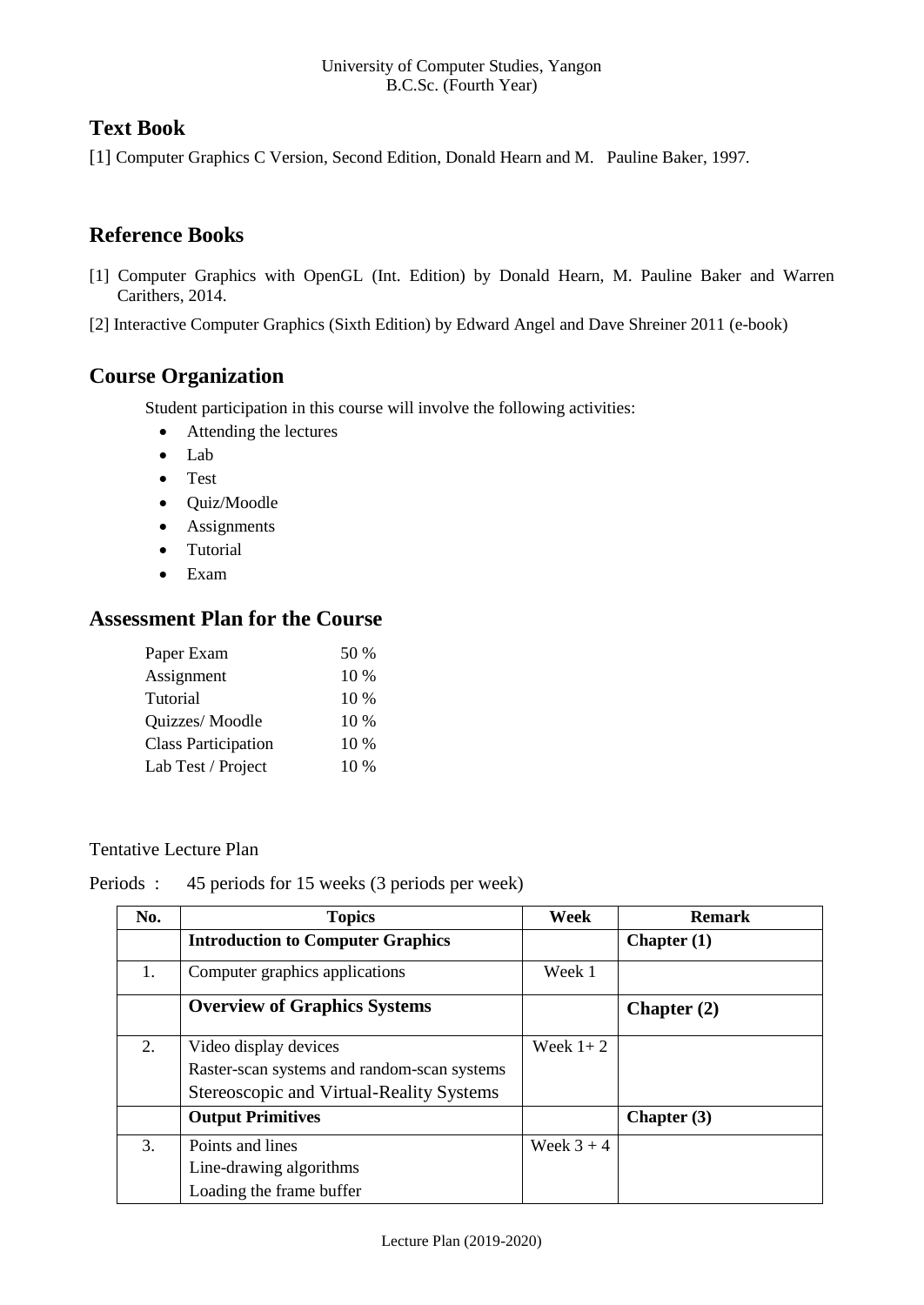## Text Book

[1] Computer Graphics C Version, Second Edition, Donald Hearn and M. Pauline Baker, 1997.

## Reference Books

[1] Computer Graphics with OpenGL (Int. Edition) by Donald Hearn, M. Pauline Baker and Warren Carithers, 2014.

[2] Interactive Computer Graphics (Sixth Edition) by Edward Angel and Dave Shreiner 2011 (e-book)

## Course Organization

Student participation in this course will involve the following activities:

- Attending the lectures
- Lab
- Test
- Quiz/Moodle
- Assignments
- Tutorial
- Exam

## Assessment Plan for the Course

| | |
|---|---|
| Paper Exam | 50 % |
| Assignment | 10 % |
| Tutorial | 10 % |
| Quizzes/ Moodle | 10 % |
| Class Participation | 10 % |
| Lab Test / Project | 10 % |

Tentative Lecture Plan

Periods : 45 periods for 15 weeks (3 periods per week)

| No. | Topics | Week | Remark |
|---|---|---|---|
| | **Introduction to Computer Graphics** | | **Chapter (1)** |
| 1. | Computer graphics applications | Week 1 | |
| | **Overview of Graphics Systems** | | **Chapter (2)** |
| 2. | Video display devices<br>Raster-scan systems and random-scan systems<br>Stereoscopic and Virtual-Reality Systems | Week 1+ 2 | |
| | **Output Primitives** | | **Chapter (3)** |
| 3. | Points and lines<br>Line-drawing algorithms<br>Loading the frame buffer | Week 3 + 4 | |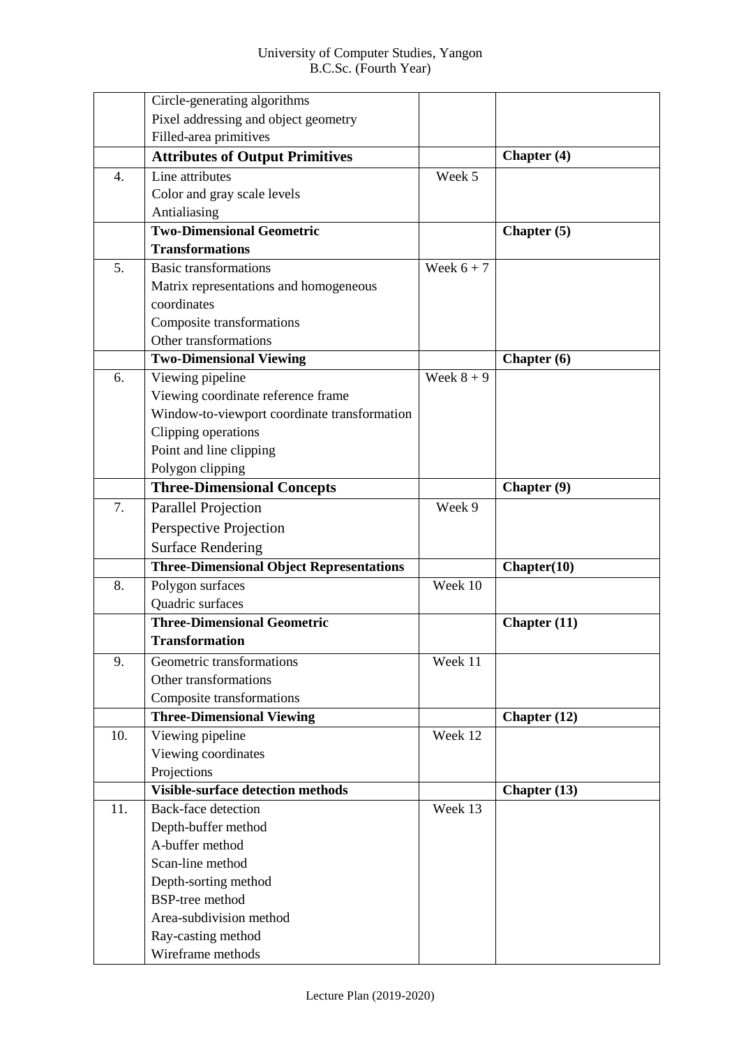| | | | |
|---|---|---|---|
| | Circle-generating algorithms<br>Pixel addressing and object geometry<br>Filled-area primitives | | |
| | **Attributes of Output Primitives** | | **Chapter (4)** |
| 4. | Line attributes<br>Color and gray scale levels<br>Antialiasing | Week 5 | |
| | **Two-Dimensional Geometric Transformations** | | **Chapter (5)** |
| 5. | Basic transformations<br>Matrix representations and homogeneous coordinates<br>Composite transformations<br>Other transformations | Week 6 + 7 | |
| | **Two-Dimensional Viewing** | | **Chapter (6)** |
| 6. | Viewing pipeline<br>Viewing coordinate reference frame<br>Window-to-viewport coordinate transformation<br>Clipping operations<br>Point and line clipping<br>Polygon clipping | Week 8 + 9 | |
| | **Three-Dimensional Concepts** | | **Chapter (9)** |
| 7. | Parallel Projection<br>Perspective Projection<br>Surface Rendering | Week 9 | |
| | **Three-Dimensional Object Representations** | | **Chapter(10)** |
| 8. | Polygon surfaces<br>Quadric surfaces | Week 10 | |
| | **Three-Dimensional Geometric Transformation** | | **Chapter (11)** |
| 9. | Geometric transformations<br>Other transformations<br>Composite transformations | Week 11 | |
| | **Three-Dimensional Viewing** | | **Chapter (12)** |
| 10. | Viewing pipeline<br>Viewing coordinates<br>Projections | Week 12 | |
| | **Visible-surface detection methods** | | **Chapter (13)** |
| 11. | Back-face detection<br>Depth-buffer method<br>A-buffer method<br>Scan-line method<br>Depth-sorting method<br>BSP-tree method<br>Area-subdivision method<br>Ray-casting method<br>Wireframe methods | Week 13 | |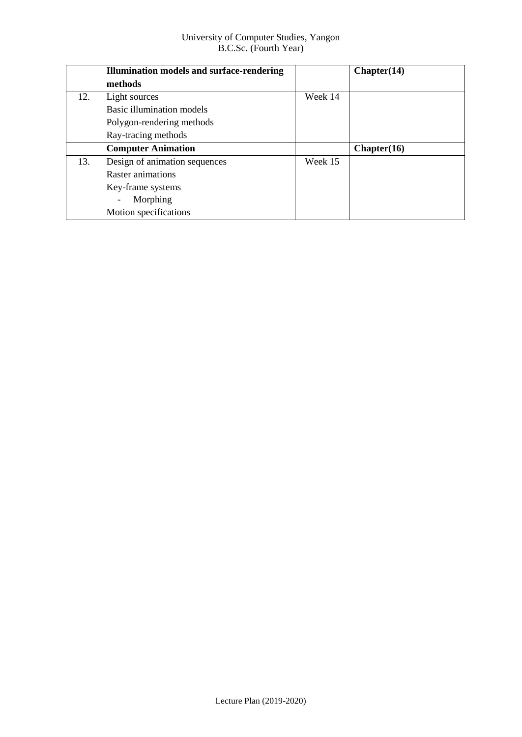| | | | |
|---|---|---|---|
| | **Illumination models and surface-rendering methods** | | **Chapter(14)** |
| 12. | Light sources<br>Basic illumination models<br>Polygon-rendering methods<br>Ray-tracing methods | Week 14 | |
| | **Computer Animation** | | **Chapter(16)** |
| 13. | Design of animation sequences<br>Raster animations<br>Key-frame systems<br>- Morphing<br>Motion specifications | Week 15 | |